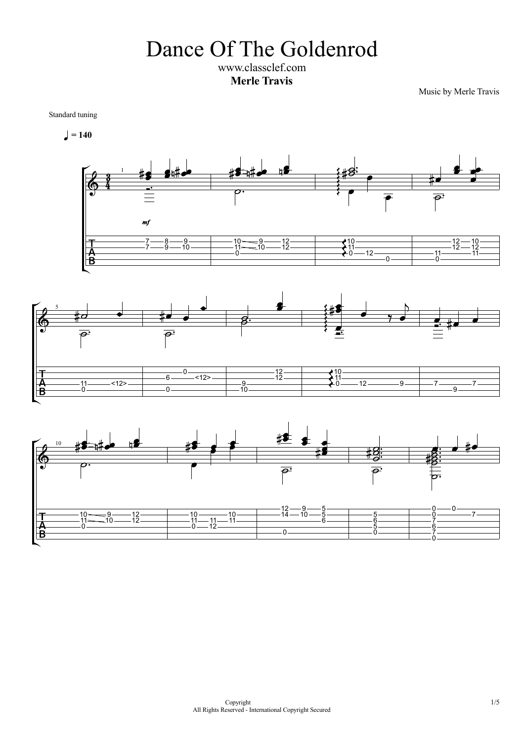# Dance Of The Goldenrod

www.classclef.com

**Merle Travis**

Music by Merle Travis

Standard tuning

♩ = 140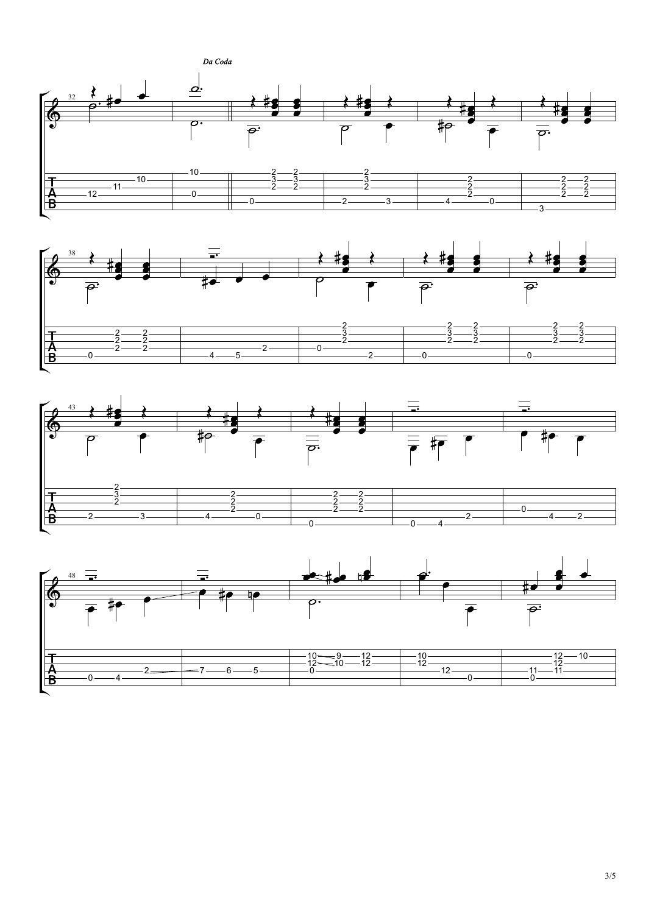*Da Coda*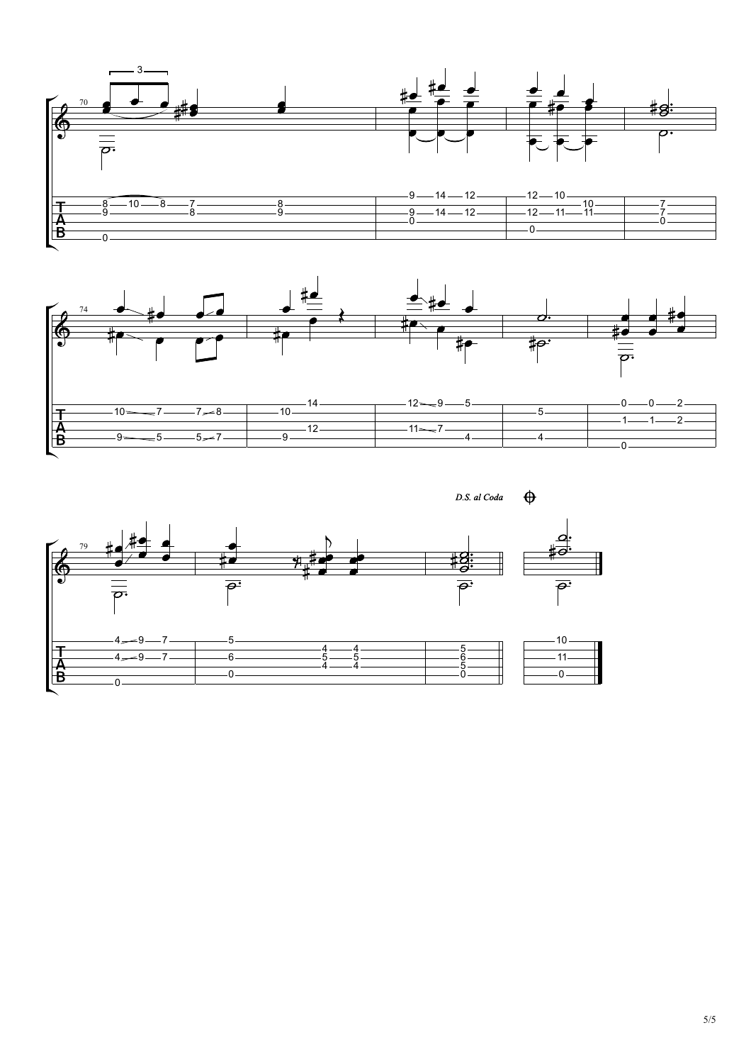*D.S. al Coda*